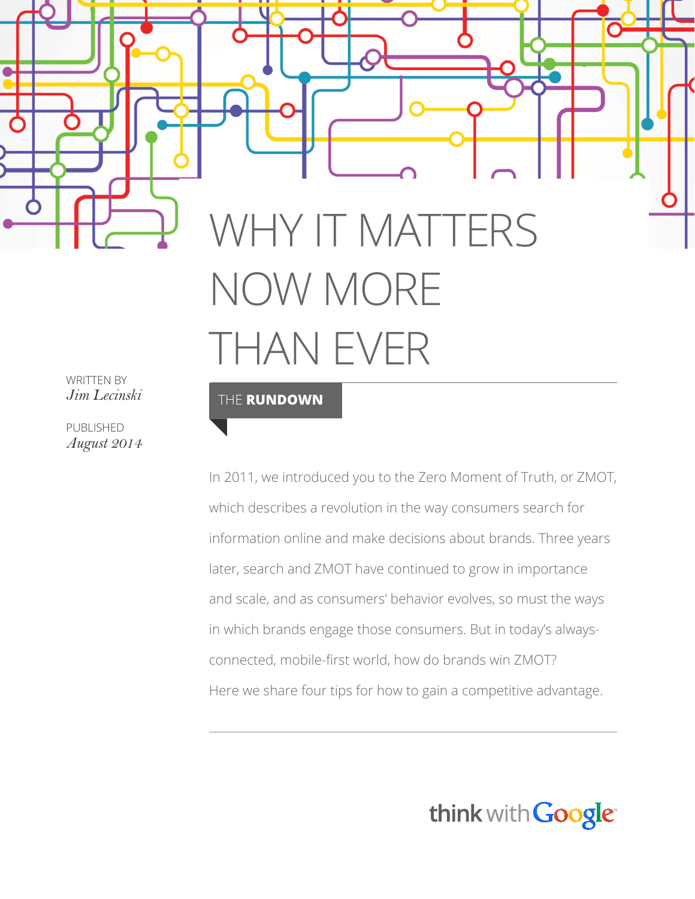# WHY IT MATTERS NOW MORE THAN EVER

WRITTEN BY
*Jim Lecinski*

PUBLISHED
*August 2014*

## THE **RUNDOWN**

In 2011, we introduced you to the Zero Moment of Truth, or ZMOT, which describes a revolution in the way consumers search for information online and make decisions about brands. Three years later, search and ZMOT have continued to grow in importance and scale, and as consumers' behavior evolves, so must the ways in which brands engage those consumers. But in today's always-connected, mobile-first world, how do brands win ZMOT? Here we share four tips for how to gain a competitive advantage.

think with Google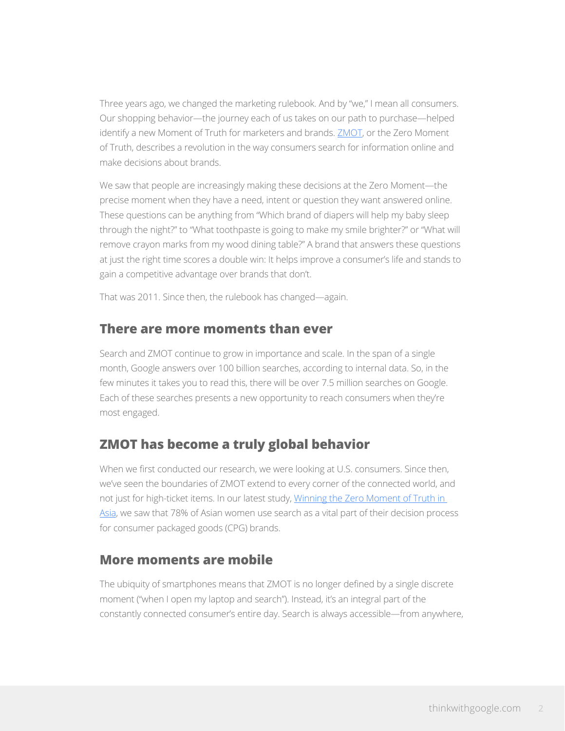Three years ago, we changed the marketing rulebook. And by "we," I mean all consumers. Our shopping behavior—the journey each of us takes on our path to purchase—helped identify a new Moment of Truth for marketers and brands. ZMOT, or the Zero Moment of Truth, describes a revolution in the way consumers search for information online and make decisions about brands.

We saw that people are increasingly making these decisions at the Zero Moment—the precise moment when they have a need, intent or question they want answered online. These questions can be anything from "Which brand of diapers will help my baby sleep through the night?" to "What toothpaste is going to make my smile brighter?" or "What will remove crayon marks from my wood dining table?" A brand that answers these questions at just the right time scores a double win: It helps improve a consumer's life and stands to gain a competitive advantage over brands that don't.

That was 2011. Since then, the rulebook has changed—again.

## There are more moments than ever

Search and ZMOT continue to grow in importance and scale. In the span of a single month, Google answers over 100 billion searches, according to internal data. So, in the few minutes it takes you to read this, there will be over 7.5 million searches on Google. Each of these searches presents a new opportunity to reach consumers when they're most engaged.

## ZMOT has become a truly global behavior

When we first conducted our research, we were looking at U.S. consumers. Since then, we've seen the boundaries of ZMOT extend to every corner of the connected world, and not just for high-ticket items. In our latest study, Winning the Zero Moment of Truth in Asia, we saw that 78% of Asian women use search as a vital part of their decision process for consumer packaged goods (CPG) brands.

## More moments are mobile

The ubiquity of smartphones means that ZMOT is no longer defined by a single discrete moment ("when I open my laptop and search"). Instead, it's an integral part of the constantly connected consumer's entire day. Search is always accessible—from anywhere,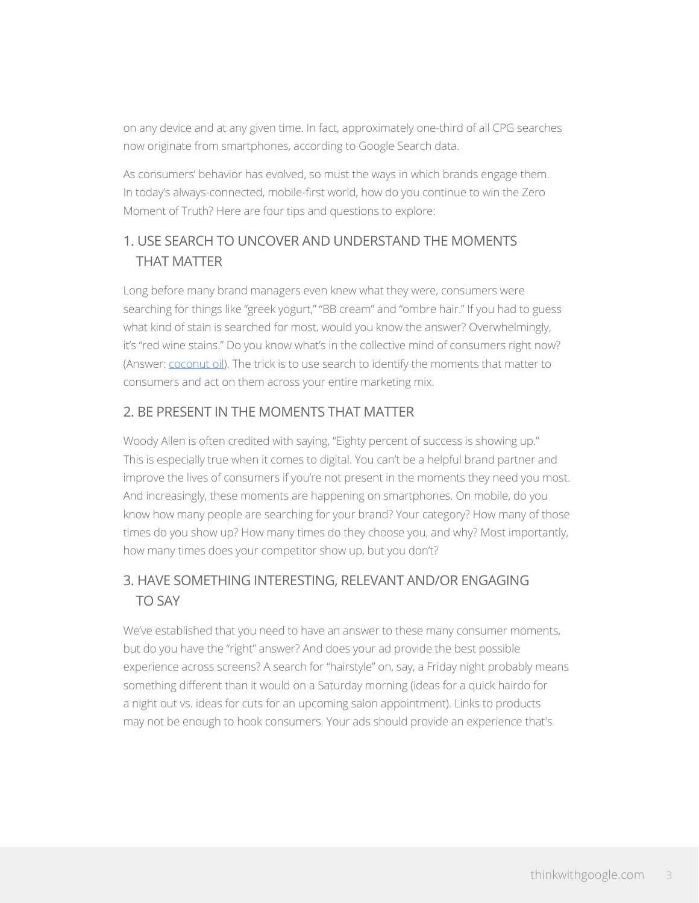on any device and at any given time. In fact, approximately one-third of all CPG searches now originate from smartphones, according to Google Search data.

As consumers' behavior has evolved, so must the ways in which brands engage them. In today's always-connected, mobile-first world, how do you continue to win the Zero Moment of Truth? Here are four tips and questions to explore:

## 1. USE SEARCH TO UNCOVER AND UNDERSTAND THE MOMENTS THAT MATTER

Long before many brand managers even knew what they were, consumers were searching for things like "greek yogurt," "BB cream" and "ombre hair." If you had to guess what kind of stain is searched for most, would you know the answer? Overwhelmingly, it's "red wine stains." Do you know what's in the collective mind of consumers right now? (Answer: coconut oil). The trick is to use search to identify the moments that matter to consumers and act on them across your entire marketing mix.

## 2. BE PRESENT IN THE MOMENTS THAT MATTER

Woody Allen is often credited with saying, "Eighty percent of success is showing up." This is especially true when it comes to digital. You can't be a helpful brand partner and improve the lives of consumers if you're not present in the moments they need you most. And increasingly, these moments are happening on smartphones. On mobile, do you know how many people are searching for your brand? Your category? How many of those times do you show up? How many times do they choose you, and why? Most importantly, how many times does your competitor show up, but you don't?

## 3. HAVE SOMETHING INTERESTING, RELEVANT AND/OR ENGAGING TO SAY

We've established that you need to have an answer to these many consumer moments, but do you have the "right" answer? And does your ad provide the best possible experience across screens? A search for "hairstyle" on, say, a Friday night probably means something different than it would on a Saturday morning (ideas for a quick hairdo for a night out vs. ideas for cuts for an upcoming salon appointment). Links to products may not be enough to hook consumers. Your ads should provide an experience that's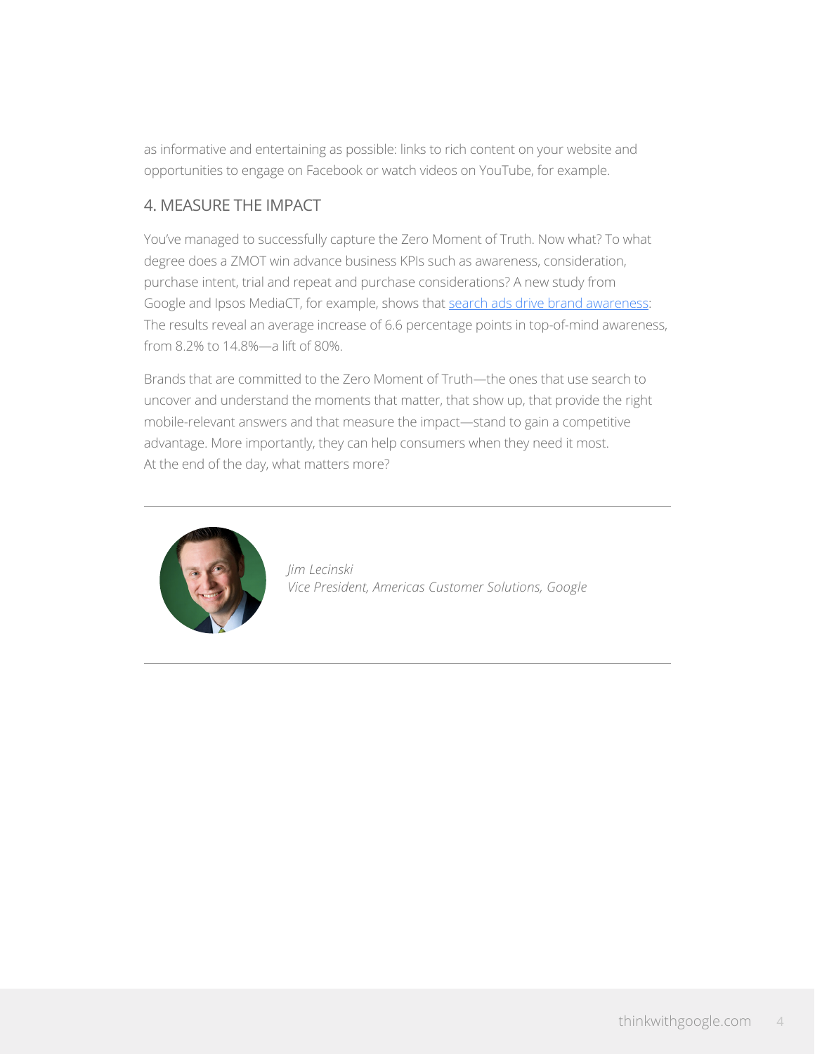as informative and entertaining as possible: links to rich content on your website and opportunities to engage on Facebook or watch videos on YouTube, for example.

## 4. MEASURE THE IMPACT

You've managed to successfully capture the Zero Moment of Truth. Now what? To what degree does a ZMOT win advance business KPIs such as awareness, consideration, purchase intent, trial and repeat and purchase considerations? A new study from Google and Ipsos MediaCT, for example, shows that search ads drive brand awareness: The results reveal an average increase of 6.6 percentage points in top-of-mind awareness, from 8.2% to 14.8%—a lift of 80%.

Brands that are committed to the Zero Moment of Truth—the ones that use search to uncover and understand the moments that matter, that show up, that provide the right mobile-relevant answers and that measure the impact—stand to gain a competitive advantage. More importantly, they can help consumers when they need it most. At the end of the day, what matters more?

---

*Jim Lecinski*
*Vice President, Americas Customer Solutions, Google*

---